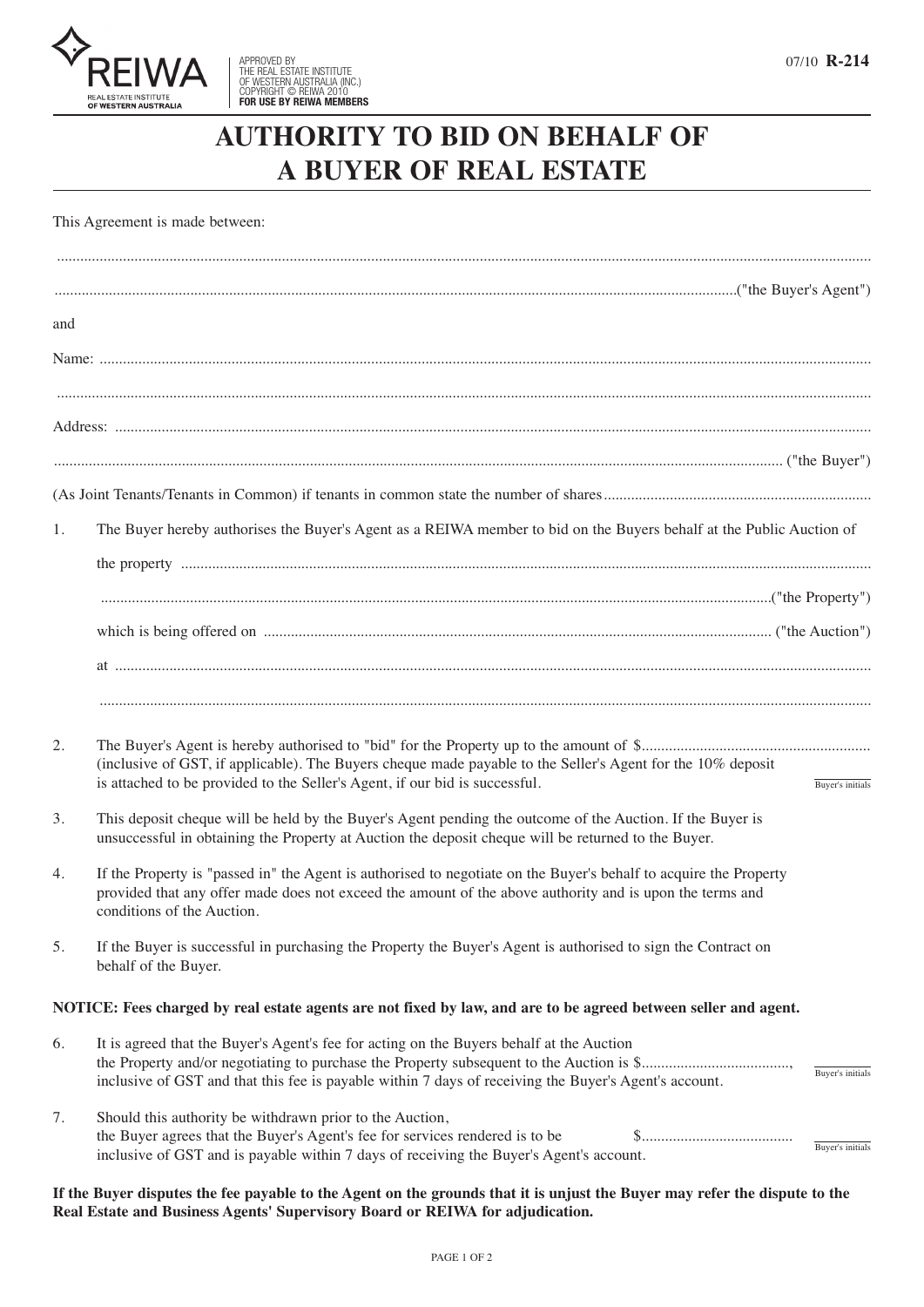REIWA
REAL ESTATE INSTITUTE OF WESTERN AUSTRALIA

APPROVED BY THE REAL ESTATE INSTITUTE OF WESTERN AUSTRALIA (INC.) COPYRIGHT © REIWA 2010 **FOR USE BY REIWA MEMBERS**

07/10 **R-214**

# AUTHORITY TO BID ON BEHALF OF A BUYER OF REAL ESTATE

This Agreement is made between:

..............................................................................................................................................................................................

..............................................................................................................................................................("the Buyer's Agent")

and

Name: ....................................................................................................................................................................................

..............................................................................................................................................................................................

Address: ................................................................................................................................................................................

.............................................................................................................................................................................. ("the Buyer")

(As Joint Tenants/Tenants in Common) if tenants in common state the number of shares....................................................................

1. The Buyer hereby authorises the Buyer's Agent as a REIWA member to bid on the Buyers behalf at the Public Auction of

   the property ..........................................................................................................................................................

   ..........................................................................................................................................................("the Property")

   which is being offered on ................................................................................................................ ("the Auction")

   at ..............................................................................................................................................................................

   ..................................................................................................................................................................................

2. The Buyer's Agent is hereby authorised to "bid" for the Property up to the amount of $.......................................................... (inclusive of GST, if applicable). The Buyers cheque made payable to the Seller's Agent for the 10% deposit is attached to be provided to the Seller's Agent, if our bid is successful. ______ Buyer's initials

3. This deposit cheque will be held by the Buyer's Agent pending the outcome of the Auction. If the Buyer is unsuccessful in obtaining the Property at Auction the deposit cheque will be returned to the Buyer.

4. If the Property is "passed in" the Agent is authorised to negotiate on the Buyer's behalf to acquire the Property provided that any offer made does not exceed the amount of the above authority and is upon the terms and conditions of the Auction.

5. If the Buyer is successful in purchasing the Property the Buyer's Agent is authorised to sign the Contract on behalf of the Buyer.

**NOTICE: Fees charged by real estate agents are not fixed by law, and are to be agreed between seller and agent.**

6. It is agreed that the Buyer's Agent's fee for acting on the Buyers behalf at the Auction the Property and/or negotiating to purchase the Property subsequent to the Auction is $....................................., inclusive of GST and that this fee is payable within 7 days of receiving the Buyer's Agent's account. ______ Buyer's initials

7. Should this authority be withdrawn prior to the Auction, the Buyer agrees that the Buyer's Agent's fee for services rendered is to be $...................................... inclusive of GST and is payable within 7 days of receiving the Buyer's Agent's account. ______ Buyer's initials

**If the Buyer disputes the fee payable to the Agent on the grounds that it is unjust the Buyer may refer the dispute to the Real Estate and Business Agents' Supervisory Board or REIWA for adjudication.**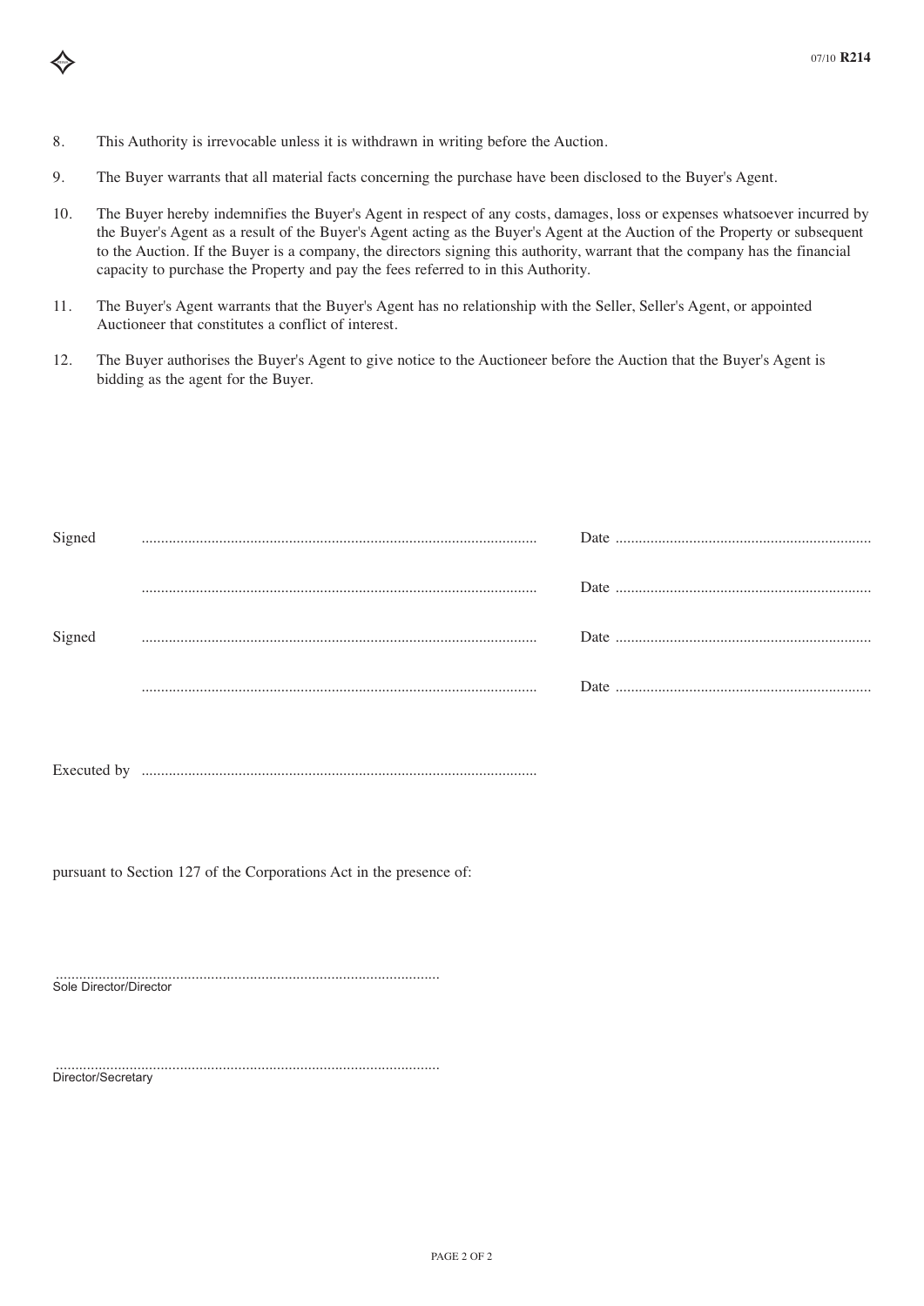8. This Authority is irrevocable unless it is withdrawn in writing before the Auction.

9. The Buyer warrants that all material facts concerning the purchase have been disclosed to the Buyer's Agent.

10. The Buyer hereby indemnifies the Buyer's Agent in respect of any costs, damages, loss or expenses whatsoever incurred by the Buyer's Agent as a result of the Buyer's Agent acting as the Buyer's Agent at the Auction of the Property or subsequent to the Auction. If the Buyer is a company, the directors signing this authority, warrant that the company has the financial capacity to purchase the Property and pay the fees referred to in this Authority.

11. The Buyer's Agent warrants that the Buyer's Agent has no relationship with the Seller, Seller's Agent, or appointed Auctioneer that constitutes a conflict of interest.

12. The Buyer authorises the Buyer's Agent to give notice to the Auctioneer before the Auction that the Buyer's Agent is bidding as the agent for the Buyer.

Signed .................................................................................................... Date .................................................................

.................................................................................................... Date .................................................................

Signed .................................................................................................... Date .................................................................

.................................................................................................... Date .................................................................

Executed by ....................................................................................................

pursuant to Section 127 of the Corporations Act in the presence of:

..................................................................................................
Sole Director/Director

..................................................................................................
Director/Secretary